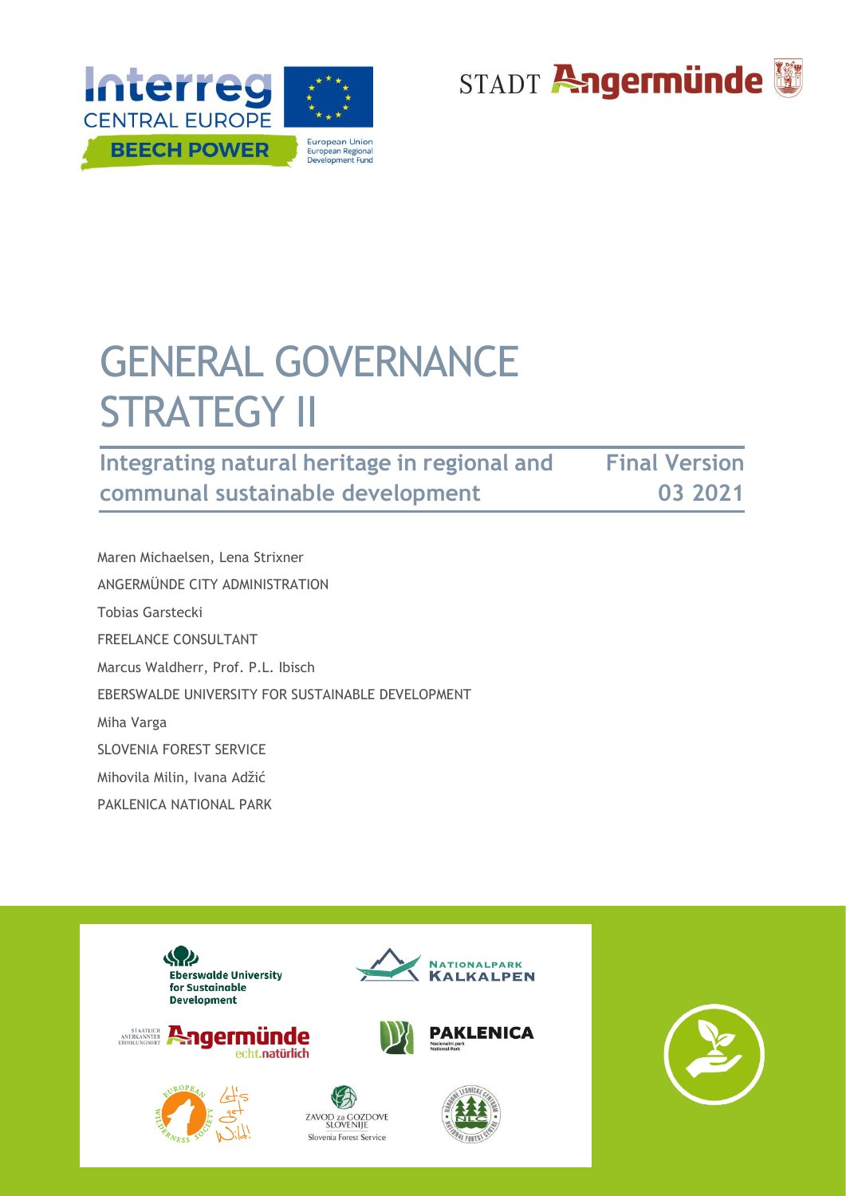# GENERAL GOVERNANCE STRATEGY II

**Integrating natural heritage in regional and communal sustainable development** — **Final Version 03 2021**

Maren Michaelsen, Lena Strixner

ANGERMÜNDE CITY ADMINISTRATION

Tobias Garstecki

FREELANCE CONSULTANT

Marcus Waldherr, Prof. P.L. Ibisch

EBERSWALDE UNIVERSITY FOR SUSTAINABLE DEVELOPMENT

Miha Varga

SLOVENIA FOREST SERVICE

Mihovila Milin, Ivana Adžić

PAKLENICA NATIONAL PARK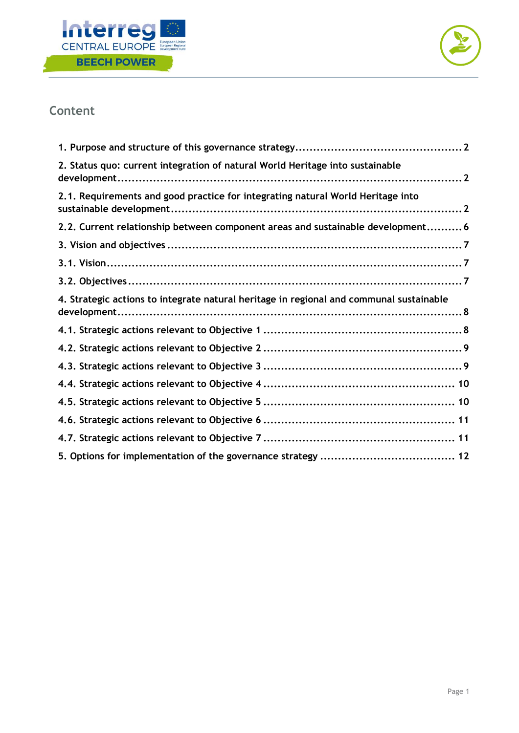## Content

1. Purpose and structure of this governance strategy .......... 2
2. Status quo: current integration of natural World Heritage into sustainable development .......... 2
2.1. Requirements and good practice for integrating natural World Heritage into sustainable development .......... 2
2.2. Current relationship between component areas and sustainable development .......... 6
3. Vision and objectives .......... 7
3.1. Vision .......... 7
3.2. Objectives .......... 7
4. Strategic actions to integrate natural heritage in regional and communal sustainable development .......... 8
4.1. Strategic actions relevant to Objective 1 .......... 8
4.2. Strategic actions relevant to Objective 2 .......... 9
4.3. Strategic actions relevant to Objective 3 .......... 9
4.4. Strategic actions relevant to Objective 4 .......... 10
4.5. Strategic actions relevant to Objective 5 .......... 10
4.6. Strategic actions relevant to Objective 6 .......... 11
4.7. Strategic actions relevant to Objective 7 .......... 11
5. Options for implementation of the governance strategy .......... 12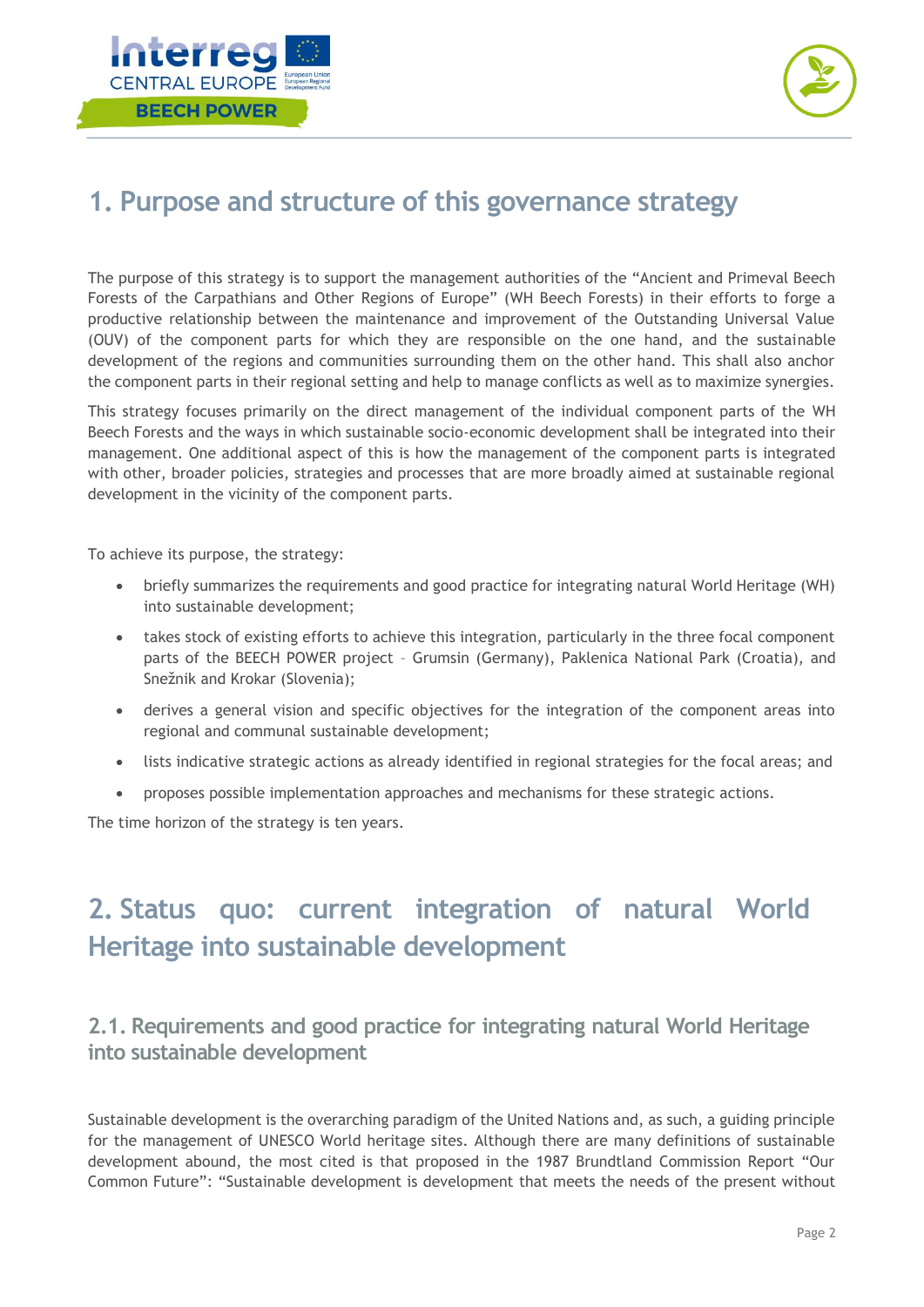# 1. Purpose and structure of this governance strategy

The purpose of this strategy is to support the management authorities of the “Ancient and Primeval Beech Forests of the Carpathians and Other Regions of Europe” (WH Beech Forests) in their efforts to forge a productive relationship between the maintenance and improvement of the Outstanding Universal Value (OUV) of the component parts for which they are responsible on the one hand, and the sustainable development of the regions and communities surrounding them on the other hand. This shall also anchor the component parts in their regional setting and help to manage conflicts as well as to maximize synergies.

This strategy focuses primarily on the direct management of the individual component parts of the WH Beech Forests and the ways in which sustainable socio-economic development shall be integrated into their management. One additional aspect of this is how the management of the component parts is integrated with other, broader policies, strategies and processes that are more broadly aimed at sustainable regional development in the vicinity of the component parts.

To achieve its purpose, the strategy:

- briefly summarizes the requirements and good practice for integrating natural World Heritage (WH) into sustainable development;
- takes stock of existing efforts to achieve this integration, particularly in the three focal component parts of the BEECH POWER project – Grumsin (Germany), Paklenica National Park (Croatia), and Snežnik and Krokar (Slovenia);
- derives a general vision and specific objectives for the integration of the component areas into regional and communal sustainable development;
- lists indicative strategic actions as already identified in regional strategies for the focal areas; and
- proposes possible implementation approaches and mechanisms for these strategic actions.

The time horizon of the strategy is ten years.

# 2. Status quo: current integration of natural World Heritage into sustainable development

## 2.1. Requirements and good practice for integrating natural World Heritage into sustainable development

Sustainable development is the overarching paradigm of the United Nations and, as such, a guiding principle for the management of UNESCO World heritage sites. Although there are many definitions of sustainable development abound, the most cited is that proposed in the 1987 Brundtland Commission Report “Our Common Future”: “Sustainable development is development that meets the needs of the present without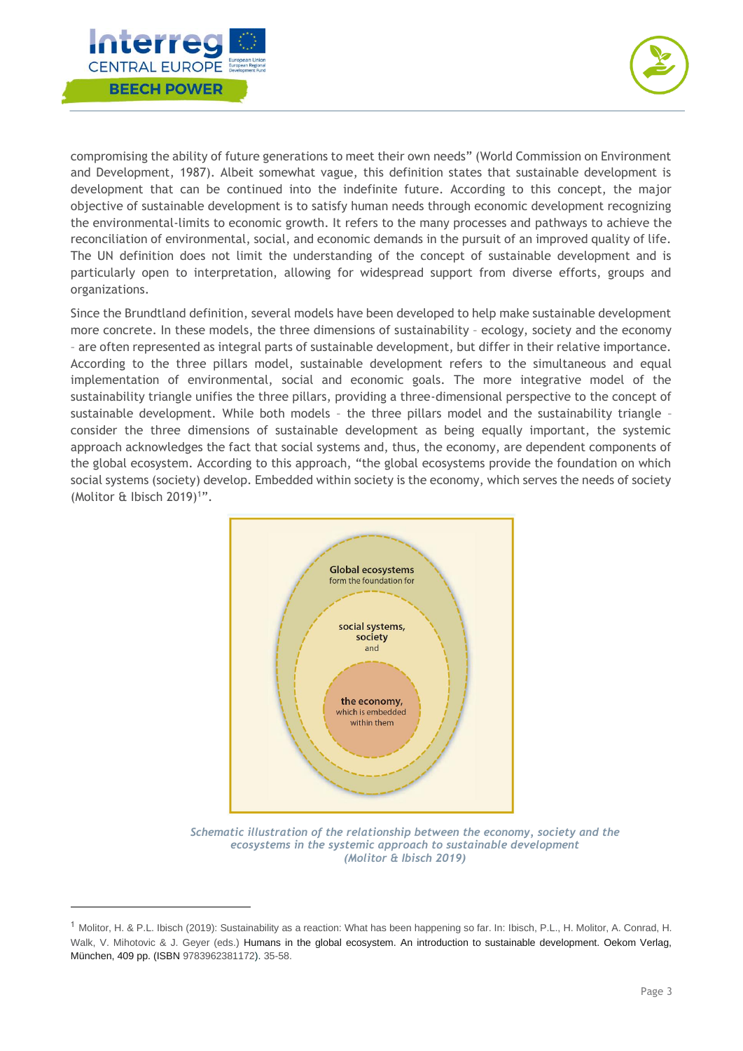compromising the ability of future generations to meet their own needs" (World Commission on Environment and Development, 1987). Albeit somewhat vague, this definition states that sustainable development is development that can be continued into the indefinite future. According to this concept, the major objective of sustainable development is to satisfy human needs through economic development recognizing the environmental-limits to economic growth. It refers to the many processes and pathways to achieve the reconciliation of environmental, social, and economic demands in the pursuit of an improved quality of life. The UN definition does not limit the understanding of the concept of sustainable development and is particularly open to interpretation, allowing for widespread support from diverse efforts, groups and organizations.

Since the Brundtland definition, several models have been developed to help make sustainable development more concrete. In these models, the three dimensions of sustainability – ecology, society and the economy – are often represented as integral parts of sustainable development, but differ in their relative importance. According to the three pillars model, sustainable development refers to the simultaneous and equal implementation of environmental, social and economic goals. The more integrative model of the sustainability triangle unifies the three pillars, providing a three-dimensional perspective to the concept of sustainable development. While both models – the three pillars model and the sustainability triangle – consider the three dimensions of sustainable development as being equally important, the systemic approach acknowledges the fact that social systems and, thus, the economy, are dependent components of the global ecosystem. According to this approach, "the global ecosystems provide the foundation on which social systems (society) develop. Embedded within society is the economy, which serves the needs of society (Molitor & Ibisch 2019)[1]".

Global ecosystems form the foundation for social systems, society and the economy, which is embedded within them

*Schematic illustration of the relationship between the economy, society and the ecosystems in the systemic approach to sustainable development (Molitor & Ibisch 2019)*

[1] Molitor, H. & P.L. Ibisch (2019): Sustainability as a reaction: What has been happening so far. In: Ibisch, P.L., H. Molitor, A. Conrad, H. Walk, V. Mihotovic & J. Geyer (eds.) Humans in the global ecosystem. An introduction to sustainable development. Oekom Verlag, München, 409 pp. (ISBN 9783962381172). 35-58.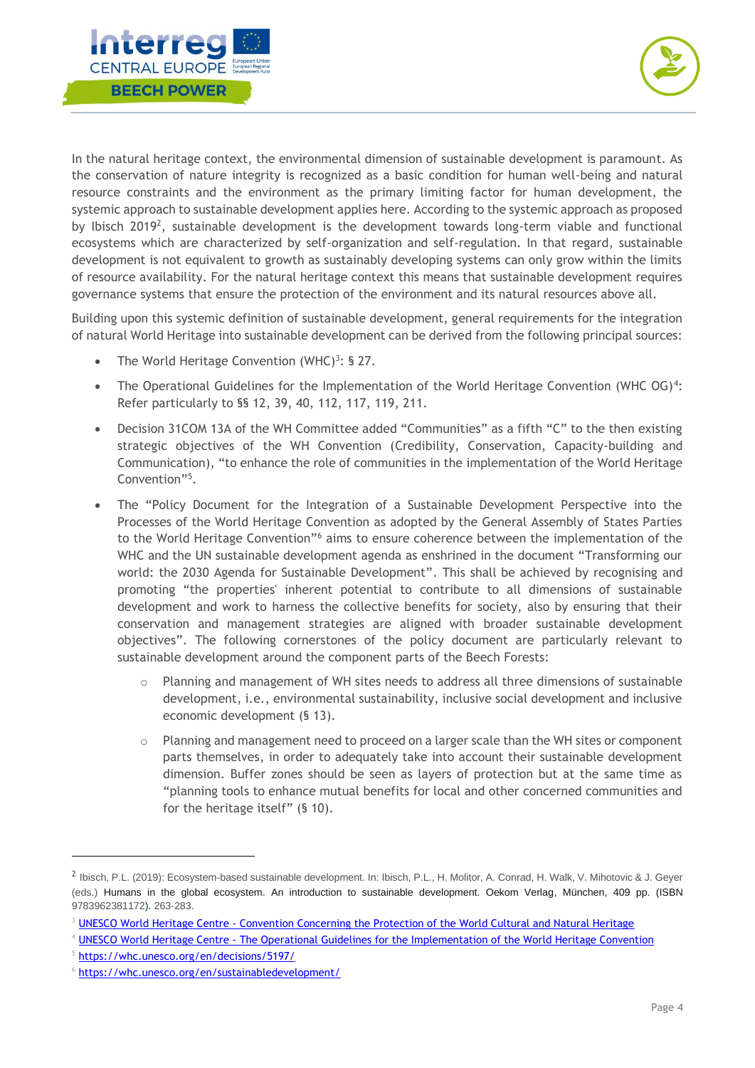In the natural heritage context, the environmental dimension of sustainable development is paramount. As the conservation of nature integrity is recognized as a basic condition for human well-being and natural resource constraints and the environment as the primary limiting factor for human development, the systemic approach to sustainable development applies here. According to the systemic approach as proposed by Ibisch 2019[2], sustainable development is the development towards long-term viable and functional ecosystems which are characterized by self-organization and self-regulation. In that regard, sustainable development is not equivalent to growth as sustainably developing systems can only grow within the limits of resource availability. For the natural heritage context this means that sustainable development requires governance systems that ensure the protection of the environment and its natural resources above all.

Building upon this systemic definition of sustainable development, general requirements for the integration of natural World Heritage into sustainable development can be derived from the following principal sources:

- The World Heritage Convention (WHC)[3]: § 27.
- The Operational Guidelines for the Implementation of the World Heritage Convention (WHC OG)[4]: Refer particularly to §§ 12, 39, 40, 112, 117, 119, 211.
- Decision 31COM 13A of the WH Committee added "Communities" as a fifth "C" to the then existing strategic objectives of the WH Convention (Credibility, Conservation, Capacity-building and Communication), "to enhance the role of communities in the implementation of the World Heritage Convention"[5].
- The "Policy Document for the Integration of a Sustainable Development Perspective into the Processes of the World Heritage Convention as adopted by the General Assembly of States Parties to the World Heritage Convention"[6] aims to ensure coherence between the implementation of the WHC and the UN sustainable development agenda as enshrined in the document "Transforming our world: the 2030 Agenda for Sustainable Development". This shall be achieved by recognising and promoting "the properties' inherent potential to contribute to all dimensions of sustainable development and work to harness the collective benefits for society, also by ensuring that their conservation and management strategies are aligned with broader sustainable development objectives". The following cornerstones of the policy document are particularly relevant to sustainable development around the component parts of the Beech Forests:
    - Planning and management of WH sites needs to address all three dimensions of sustainable development, i.e., environmental sustainability, inclusive social development and inclusive economic development (§ 13).
    - Planning and management need to proceed on a larger scale than the WH sites or component parts themselves, in order to adequately take into account their sustainable development dimension. Buffer zones should be seen as layers of protection but at the same time as "planning tools to enhance mutual benefits for local and other concerned communities and for the heritage itself" (§ 10).

---

[2] Ibisch, P.L. (2019): Ecosystem-based sustainable development. In: Ibisch, P.L., H. Molitor, A. Conrad, H. Walk, V. Mihotovic & J. Geyer (eds.) Humans in the global ecosystem. An introduction to sustainable development. Oekom Verlag, München, 409 pp. (ISBN 9783962381172). 263-283.

[3] [UNESCO World Heritage Centre - Convention Concerning the Protection of the World Cultural and Natural Heritage](#)

[4] [UNESCO World Heritage Centre - The Operational Guidelines for the Implementation of the World Heritage Convention](#)

[5] https://whc.unesco.org/en/decisions/5197/

[6] https://whc.unesco.org/en/sustainabledevelopment/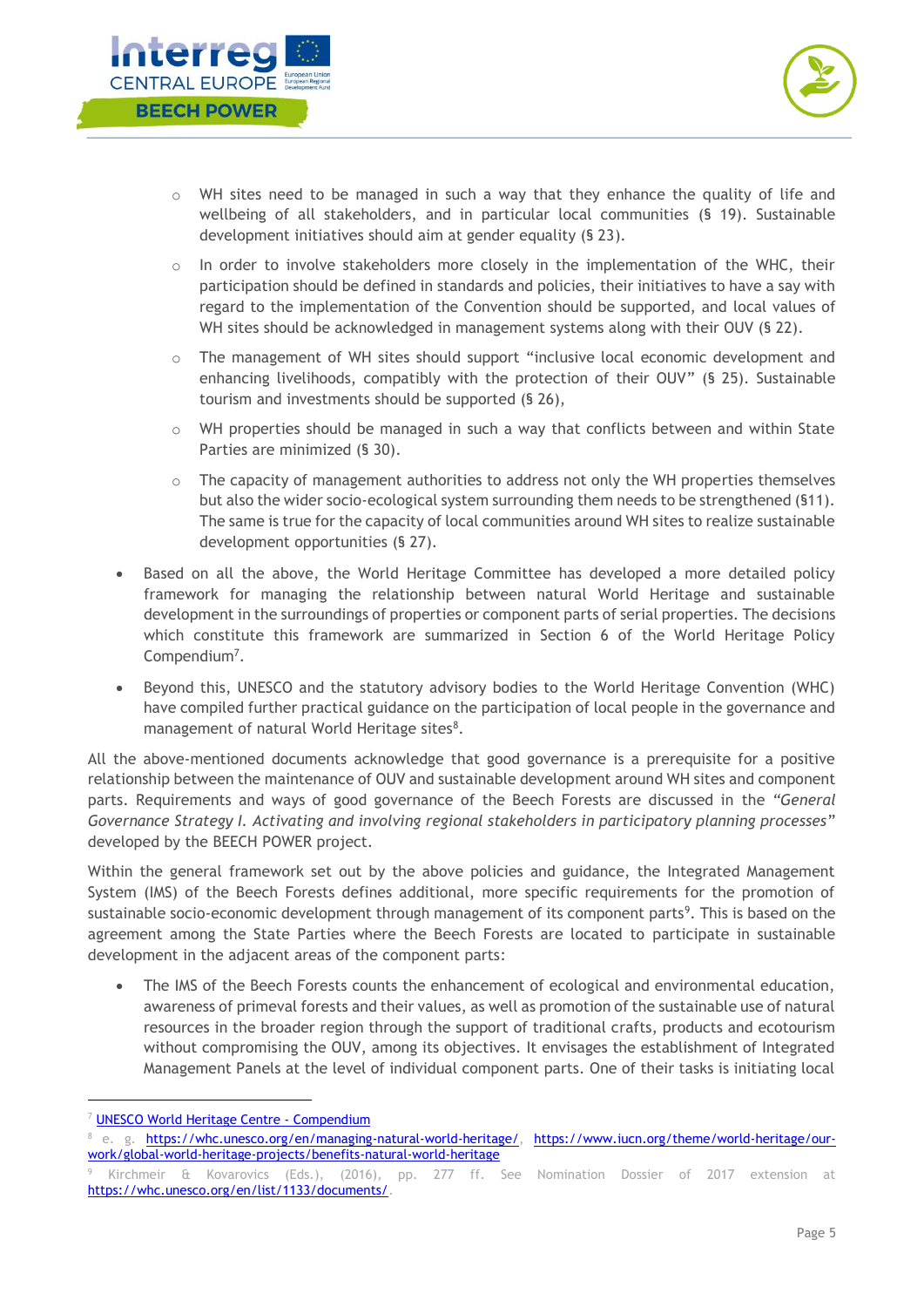- WH sites need to be managed in such a way that they enhance the quality of life and wellbeing of all stakeholders, and in particular local communities (§ 19). Sustainable development initiatives should aim at gender equality (§ 23).
  - In order to involve stakeholders more closely in the implementation of the WHC, their participation should be defined in standards and policies, their initiatives to have a say with regard to the implementation of the Convention should be supported, and local values of WH sites should be acknowledged in management systems along with their OUV (§ 22).
  - The management of WH sites should support "inclusive local economic development and enhancing livelihoods, compatibly with the protection of their OUV" (§ 25). Sustainable tourism and investments should be supported (§ 26),
  - WH properties should be managed in such a way that conflicts between and within State Parties are minimized (§ 30).
  - The capacity of management authorities to address not only the WH properties themselves but also the wider socio-ecological system surrounding them needs to be strengthened (§11). The same is true for the capacity of local communities around WH sites to realize sustainable development opportunities (§ 27).

- Based on all the above, the World Heritage Committee has developed a more detailed policy framework for managing the relationship between natural World Heritage and sustainable development in the surroundings of properties or component parts of serial properties. The decisions which constitute this framework are summarized in Section 6 of the World Heritage Policy Compendium[7].
- Beyond this, UNESCO and the statutory advisory bodies to the World Heritage Convention (WHC) have compiled further practical guidance on the participation of local people in the governance and management of natural World Heritage sites[8].

All the above-mentioned documents acknowledge that good governance is a prerequisite for a positive relationship between the maintenance of OUV and sustainable development around WH sites and component parts. Requirements and ways of good governance of the Beech Forests are discussed in the *"General Governance Strategy I. Activating and involving regional stakeholders in participatory planning processes"* developed by the BEECH POWER project.

Within the general framework set out by the above policies and guidance, the Integrated Management System (IMS) of the Beech Forests defines additional, more specific requirements for the promotion of sustainable socio-economic development through management of its component parts[9]. This is based on the agreement among the State Parties where the Beech Forests are located to participate in sustainable development in the adjacent areas of the component parts:

- The IMS of the Beech Forests counts the enhancement of ecological and environmental education, awareness of primeval forests and their values, as well as promotion of the sustainable use of natural resources in the broader region through the support of traditional crafts, products and ecotourism without compromising the OUV, among its objectives. It envisages the establishment of Integrated Management Panels at the level of individual component parts. One of their tasks is initiating local

---

[7] UNESCO World Heritage Centre - Compendium

[8] e. g. https://whc.unesco.org/en/managing-natural-world-heritage/, https://www.iucn.org/theme/world-heritage/our-work/global-world-heritage-projects/benefits-natural-world-heritage

[9] Kirchmeir & Kovarovics (Eds.), (2016), pp. 277 ff. See Nomination Dossier of 2017 extension at https://whc.unesco.org/en/list/1133/documents/.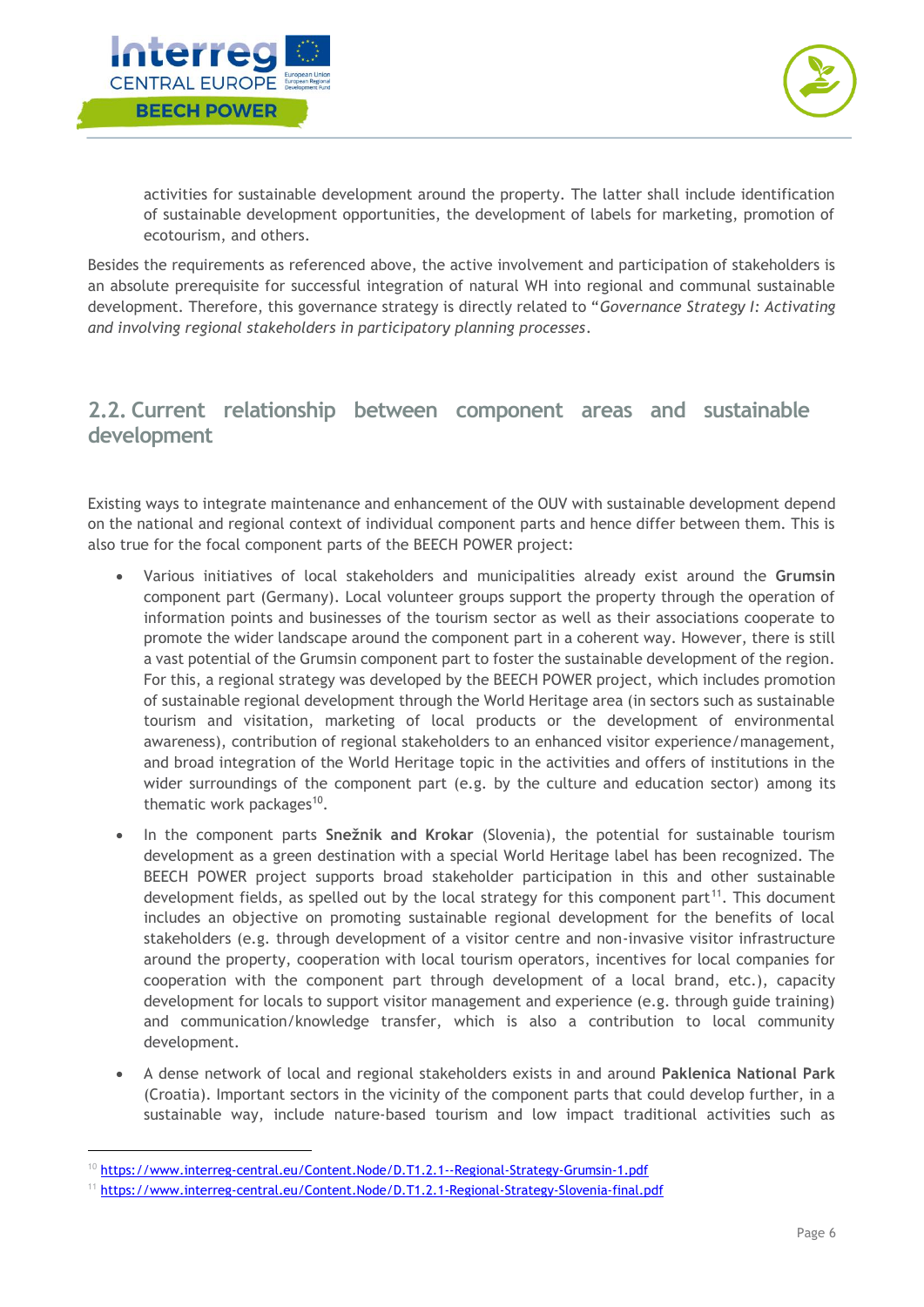activities for sustainable development around the property. The latter shall include identification of sustainable development opportunities, the development of labels for marketing, promotion of ecotourism, and others.

Besides the requirements as referenced above, the active involvement and participation of stakeholders is an absolute prerequisite for successful integration of natural WH into regional and communal sustainable development. Therefore, this governance strategy is directly related to "*Governance Strategy I: Activating and involving regional stakeholders in participatory planning processes*.

## 2.2. Current relationship between component areas and sustainable development

Existing ways to integrate maintenance and enhancement of the OUV with sustainable development depend on the national and regional context of individual component parts and hence differ between them. This is also true for the focal component parts of the BEECH POWER project:

- Various initiatives of local stakeholders and municipalities already exist around the **Grumsin** component part (Germany). Local volunteer groups support the property through the operation of information points and businesses of the tourism sector as well as their associations cooperate to promote the wider landscape around the component part in a coherent way. However, there is still a vast potential of the Grumsin component part to foster the sustainable development of the region. For this, a regional strategy was developed by the BEECH POWER project, which includes promotion of sustainable regional development through the World Heritage area (in sectors such as sustainable tourism and visitation, marketing of local products or the development of environmental awareness), contribution of regional stakeholders to an enhanced visitor experience/management, and broad integration of the World Heritage topic in the activities and offers of institutions in the wider surroundings of the component part (e.g. by the culture and education sector) among its thematic work packages[10].
- In the component parts **Snežnik and Krokar** (Slovenia), the potential for sustainable tourism development as a green destination with a special World Heritage label has been recognized. The BEECH POWER project supports broad stakeholder participation in this and other sustainable development fields, as spelled out by the local strategy for this component part[11]. This document includes an objective on promoting sustainable regional development for the benefits of local stakeholders (e.g. through development of a visitor centre and non-invasive visitor infrastructure around the property, cooperation with local tourism operators, incentives for local companies for cooperation with the component part through development of a local brand, etc.), capacity development for locals to support visitor management and experience (e.g. through guide training) and communication/knowledge transfer, which is also a contribution to local community development.
- A dense network of local and regional stakeholders exists in and around **Paklenica National Park** (Croatia). Important sectors in the vicinity of the component parts that could develop further, in a sustainable way, include nature-based tourism and low impact traditional activities such as

[10] https://www.interreg-central.eu/Content.Node/D.T1.2.1--Regional-Strategy-Grumsin-1.pdf

[11] https://www.interreg-central.eu/Content.Node/D.T1.2.1-Regional-Strategy-Slovenia-final.pdf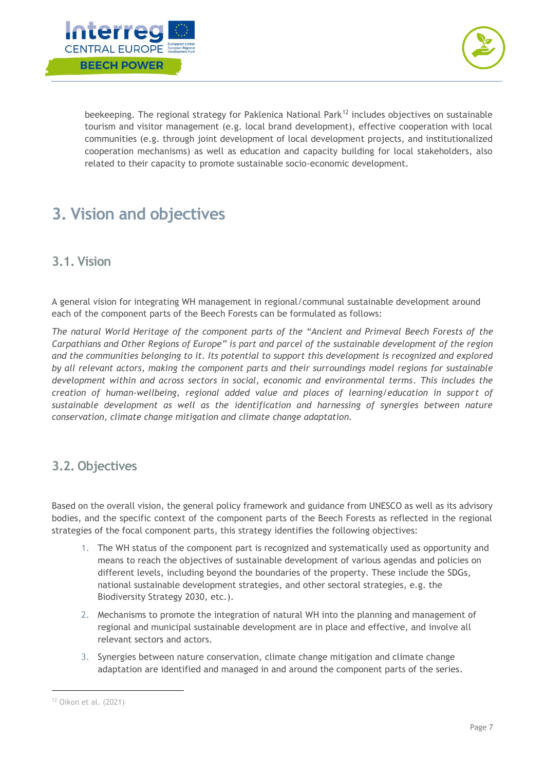beekeeping. The regional strategy for Paklenica National Park[12] includes objectives on sustainable tourism and visitor management (e.g. local brand development), effective cooperation with local communities (e.g. through joint development of local development projects, and institutionalized cooperation mechanisms) as well as education and capacity building for local stakeholders, also related to their capacity to promote sustainable socio-economic development.

# 3. Vision and objectives

## 3.1. Vision

A general vision for integrating WH management in regional/communal sustainable development around each of the component parts of the Beech Forests can be formulated as follows:

*The natural World Heritage of the component parts of the "Ancient and Primeval Beech Forests of the Carpathians and Other Regions of Europe" is part and parcel of the sustainable development of the region and the communities belonging to it. Its potential to support this development is recognized and explored by all relevant actors, making the component parts and their surroundings model regions for sustainable development within and across sectors in social, economic and environmental terms. This includes the creation of human-wellbeing, regional added value and places of learning/education in support of sustainable development as well as the identification and harnessing of synergies between nature conservation, climate change mitigation and climate change adaptation.*

## 3.2. Objectives

Based on the overall vision, the general policy framework and guidance from UNESCO as well as its advisory bodies, and the specific context of the component parts of the Beech Forests as reflected in the regional strategies of the focal component parts, this strategy identifies the following objectives:

1. The WH status of the component part is recognized and systematically used as opportunity and means to reach the objectives of sustainable development of various agendas and policies on different levels, including beyond the boundaries of the property. These include the SDGs, national sustainable development strategies, and other sectoral strategies, e.g. the Biodiversity Strategy 2030, etc.).
2. Mechanisms to promote the integration of natural WH into the planning and management of regional and municipal sustainable development are in place and effective, and involve all relevant sectors and actors.
3. Synergies between nature conservation, climate change mitigation and climate change adaptation are identified and managed in and around the component parts of the series.

[12] Oikon et al. (2021)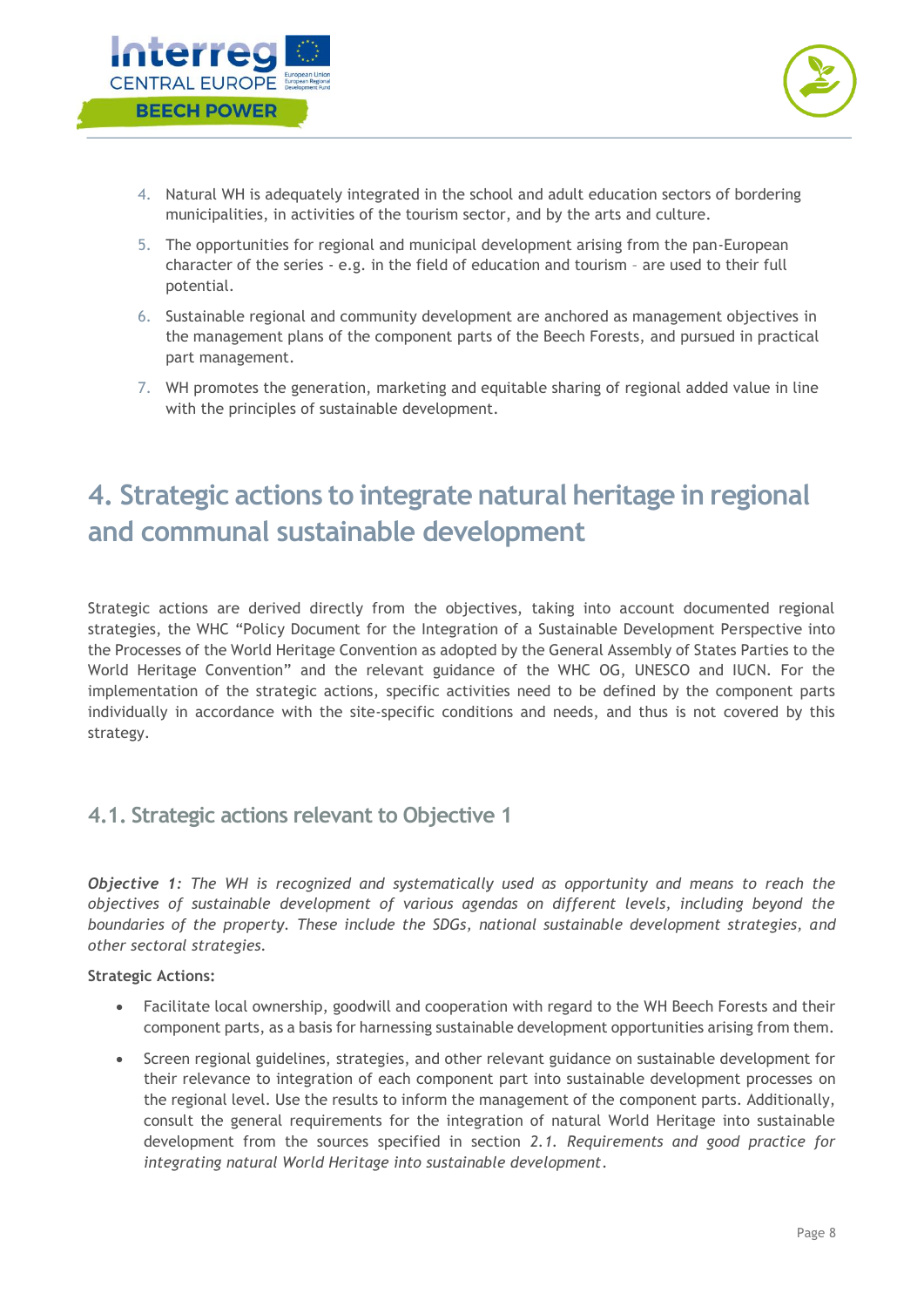4. Natural WH is adequately integrated in the school and adult education sectors of bordering municipalities, in activities of the tourism sector, and by the arts and culture.
5. The opportunities for regional and municipal development arising from the pan-European character of the series - e.g. in the field of education and tourism – are used to their full potential.
6. Sustainable regional and community development are anchored as management objectives in the management plans of the component parts of the Beech Forests, and pursued in practical part management.
7. WH promotes the generation, marketing and equitable sharing of regional added value in line with the principles of sustainable development.

# 4. Strategic actions to integrate natural heritage in regional and communal sustainable development

Strategic actions are derived directly from the objectives, taking into account documented regional strategies, the WHC "Policy Document for the Integration of a Sustainable Development Perspective into the Processes of the World Heritage Convention as adopted by the General Assembly of States Parties to the World Heritage Convention" and the relevant guidance of the WHC OG, UNESCO and IUCN. For the implementation of the strategic actions, specific activities need to be defined by the component parts individually in accordance with the site-specific conditions and needs, and thus is not covered by this strategy.

## 4.1. Strategic actions relevant to Objective 1

***Objective 1****: The WH is recognized and systematically used as opportunity and means to reach the objectives of sustainable development of various agendas on different levels, including beyond the boundaries of the property. These include the SDGs, national sustainable development strategies, and other sectoral strategies.*

**Strategic Actions:**

- Facilitate local ownership, goodwill and cooperation with regard to the WH Beech Forests and their component parts, as a basis for harnessing sustainable development opportunities arising from them.
- Screen regional guidelines, strategies, and other relevant guidance on sustainable development for their relevance to integration of each component part into sustainable development processes on the regional level. Use the results to inform the management of the component parts. Additionally, consult the general requirements for the integration of natural World Heritage into sustainable development from the sources specified in section *2.1. Requirements and good practice for integrating natural World Heritage into sustainable development*.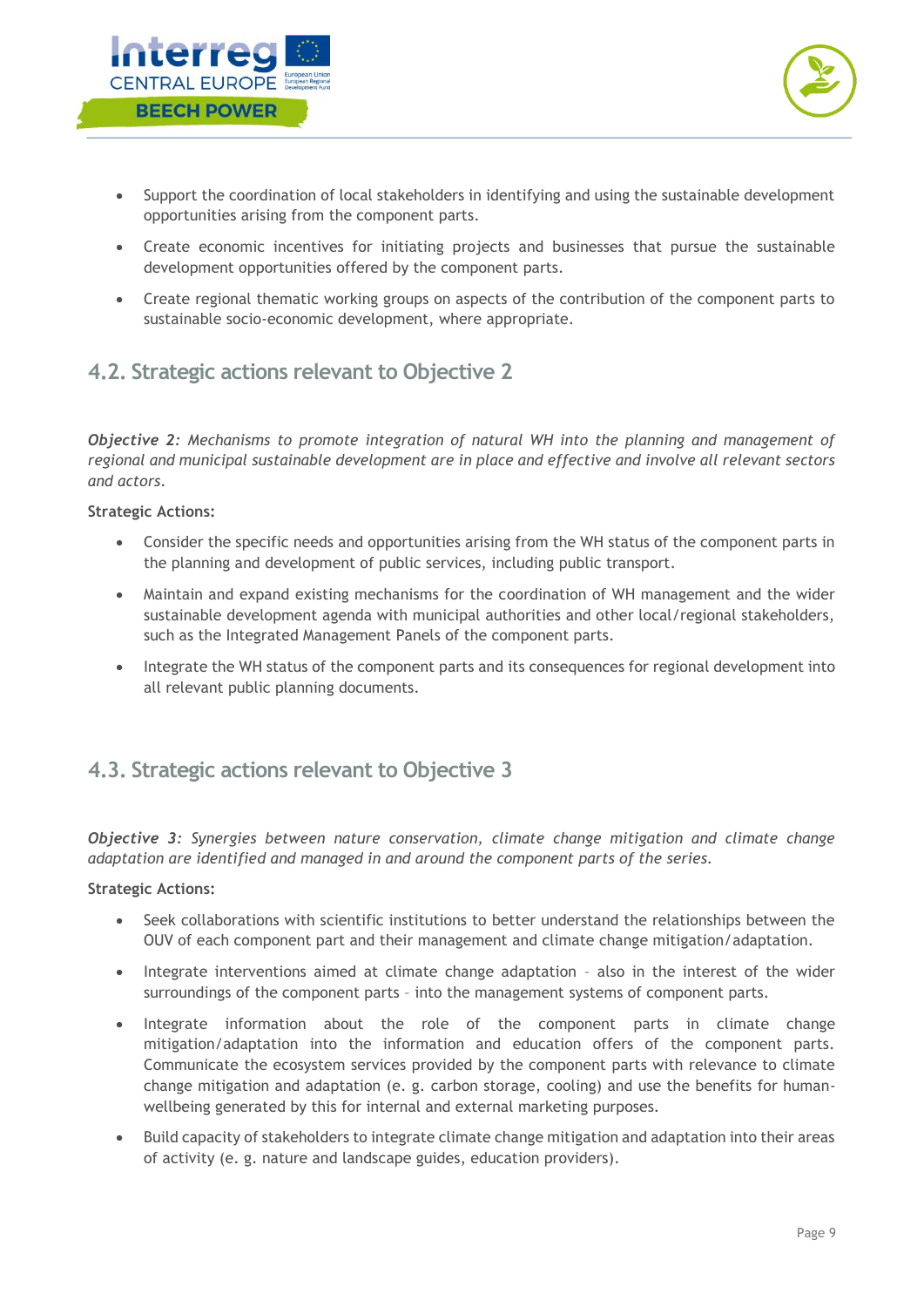- Support the coordination of local stakeholders in identifying and using the sustainable development opportunities arising from the component parts.
- Create economic incentives for initiating projects and businesses that pursue the sustainable development opportunities offered by the component parts.
- Create regional thematic working groups on aspects of the contribution of the component parts to sustainable socio-economic development, where appropriate.

## 4.2. Strategic actions relevant to Objective 2

***Objective 2****: Mechanisms to promote integration of natural WH into the planning and management of regional and municipal sustainable development are in place and effective and involve all relevant sectors and actors.*

**Strategic Actions:**

- Consider the specific needs and opportunities arising from the WH status of the component parts in the planning and development of public services, including public transport.
- Maintain and expand existing mechanisms for the coordination of WH management and the wider sustainable development agenda with municipal authorities and other local/regional stakeholders, such as the Integrated Management Panels of the component parts.
- Integrate the WH status of the component parts and its consequences for regional development into all relevant public planning documents.

## 4.3. Strategic actions relevant to Objective 3

***Objective 3****: Synergies between nature conservation, climate change mitigation and climate change adaptation are identified and managed in and around the component parts of the series.*

**Strategic Actions:**

- Seek collaborations with scientific institutions to better understand the relationships between the OUV of each component part and their management and climate change mitigation/adaptation.
- Integrate interventions aimed at climate change adaptation – also in the interest of the wider surroundings of the component parts – into the management systems of component parts.
- Integrate information about the role of the component parts in climate change mitigation/adaptation into the information and education offers of the component parts. Communicate the ecosystem services provided by the component parts with relevance to climate change mitigation and adaptation (e. g. carbon storage, cooling) and use the benefits for human-wellbeing generated by this for internal and external marketing purposes.
- Build capacity of stakeholders to integrate climate change mitigation and adaptation into their areas of activity (e. g. nature and landscape guides, education providers).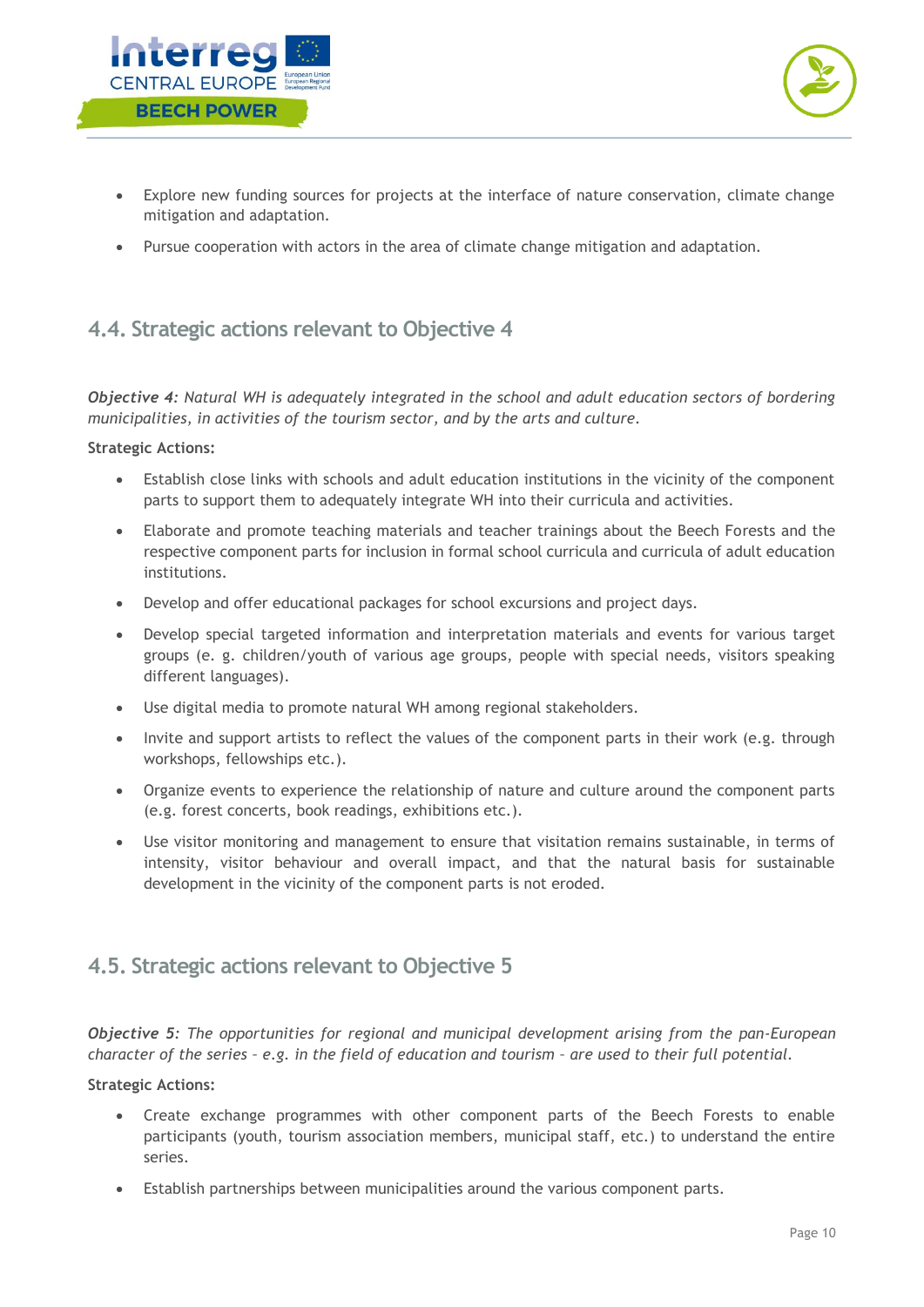- Explore new funding sources for projects at the interface of nature conservation, climate change mitigation and adaptation.
- Pursue cooperation with actors in the area of climate change mitigation and adaptation.

## 4.4. Strategic actions relevant to Objective 4

***Objective 4****: Natural WH is adequately integrated in the school and adult education sectors of bordering municipalities, in activities of the tourism sector, and by the arts and culture.*

**Strategic Actions:**

- Establish close links with schools and adult education institutions in the vicinity of the component parts to support them to adequately integrate WH into their curricula and activities.
- Elaborate and promote teaching materials and teacher trainings about the Beech Forests and the respective component parts for inclusion in formal school curricula and curricula of adult education institutions.
- Develop and offer educational packages for school excursions and project days.
- Develop special targeted information and interpretation materials and events for various target groups (e. g. children/youth of various age groups, people with special needs, visitors speaking different languages).
- Use digital media to promote natural WH among regional stakeholders.
- Invite and support artists to reflect the values of the component parts in their work (e.g. through workshops, fellowships etc.).
- Organize events to experience the relationship of nature and culture around the component parts (e.g. forest concerts, book readings, exhibitions etc.).
- Use visitor monitoring and management to ensure that visitation remains sustainable, in terms of intensity, visitor behaviour and overall impact, and that the natural basis for sustainable development in the vicinity of the component parts is not eroded.

## 4.5. Strategic actions relevant to Objective 5

***Objective 5****: The opportunities for regional and municipal development arising from the pan-European character of the series – e.g. in the field of education and tourism – are used to their full potential.*

**Strategic Actions:**

- Create exchange programmes with other component parts of the Beech Forests to enable participants (youth, tourism association members, municipal staff, etc.) to understand the entire series.
- Establish partnerships between municipalities around the various component parts.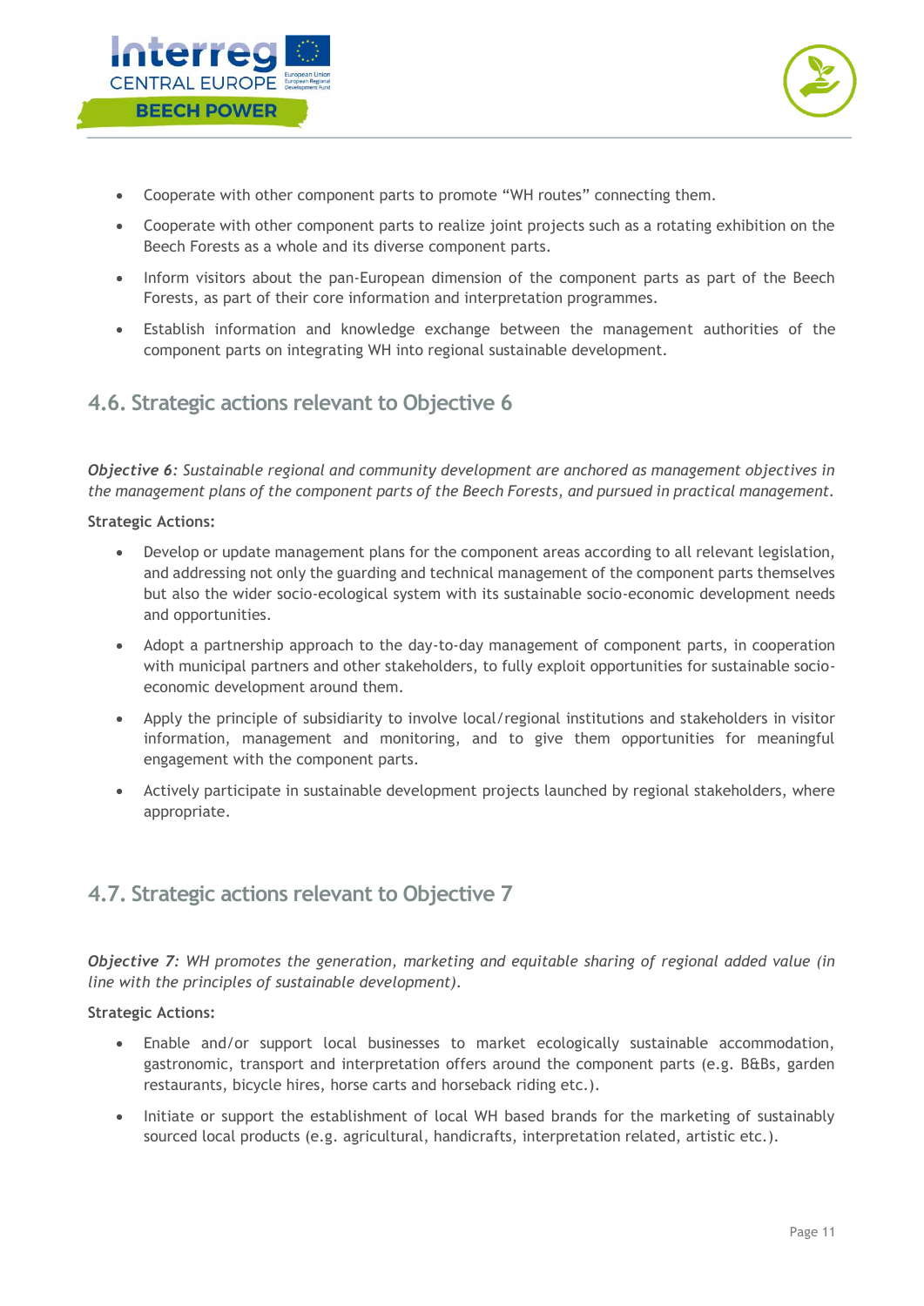- Cooperate with other component parts to promote "WH routes" connecting them.
- Cooperate with other component parts to realize joint projects such as a rotating exhibition on the Beech Forests as a whole and its diverse component parts.
- Inform visitors about the pan-European dimension of the component parts as part of the Beech Forests, as part of their core information and interpretation programmes.
- Establish information and knowledge exchange between the management authorities of the component parts on integrating WH into regional sustainable development.

## 4.6. Strategic actions relevant to Objective 6

***Objective 6****: Sustainable regional and community development are anchored as management objectives in the management plans of the component parts of the Beech Forests, and pursued in practical management.*

**Strategic Actions:**

- Develop or update management plans for the component areas according to all relevant legislation, and addressing not only the guarding and technical management of the component parts themselves but also the wider socio-ecological system with its sustainable socio-economic development needs and opportunities.
- Adopt a partnership approach to the day-to-day management of component parts, in cooperation with municipal partners and other stakeholders, to fully exploit opportunities for sustainable socio-economic development around them.
- Apply the principle of subsidiarity to involve local/regional institutions and stakeholders in visitor information, management and monitoring, and to give them opportunities for meaningful engagement with the component parts.
- Actively participate in sustainable development projects launched by regional stakeholders, where appropriate.

## 4.7. Strategic actions relevant to Objective 7

***Objective 7****: WH promotes the generation, marketing and equitable sharing of regional added value (in line with the principles of sustainable development).*

**Strategic Actions:**

- Enable and/or support local businesses to market ecologically sustainable accommodation, gastronomic, transport and interpretation offers around the component parts (e.g. B&Bs, garden restaurants, bicycle hires, horse carts and horseback riding etc.).
- Initiate or support the establishment of local WH based brands for the marketing of sustainably sourced local products (e.g. agricultural, handicrafts, interpretation related, artistic etc.).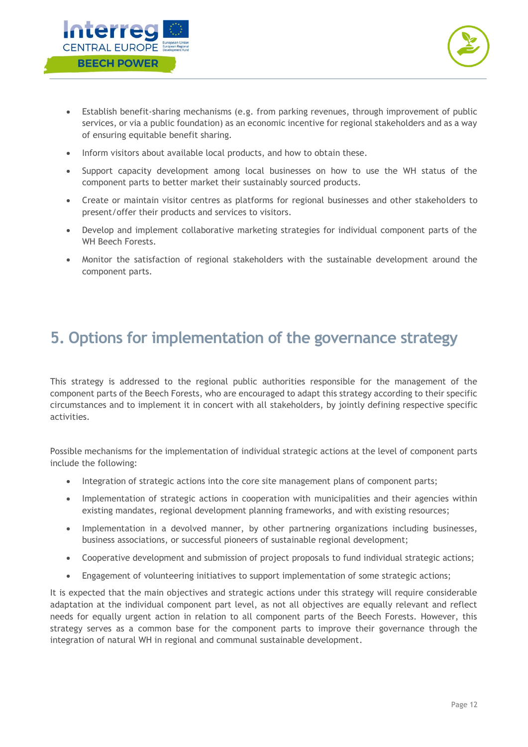- Establish benefit-sharing mechanisms (e.g. from parking revenues, through improvement of public services, or via a public foundation) as an economic incentive for regional stakeholders and as a way of ensuring equitable benefit sharing.
- Inform visitors about available local products, and how to obtain these.
- Support capacity development among local businesses on how to use the WH status of the component parts to better market their sustainably sourced products.
- Create or maintain visitor centres as platforms for regional businesses and other stakeholders to present/offer their products and services to visitors.
- Develop and implement collaborative marketing strategies for individual component parts of the WH Beech Forests.
- Monitor the satisfaction of regional stakeholders with the sustainable development around the component parts.

# 5. Options for implementation of the governance strategy

This strategy is addressed to the regional public authorities responsible for the management of the component parts of the Beech Forests, who are encouraged to adapt this strategy according to their specific circumstances and to implement it in concert with all stakeholders, by jointly defining respective specific activities.

Possible mechanisms for the implementation of individual strategic actions at the level of component parts include the following:

- Integration of strategic actions into the core site management plans of component parts;
- Implementation of strategic actions in cooperation with municipalities and their agencies within existing mandates, regional development planning frameworks, and with existing resources;
- Implementation in a devolved manner, by other partnering organizations including businesses, business associations, or successful pioneers of sustainable regional development;
- Cooperative development and submission of project proposals to fund individual strategic actions;
- Engagement of volunteering initiatives to support implementation of some strategic actions;

It is expected that the main objectives and strategic actions under this strategy will require considerable adaptation at the individual component part level, as not all objectives are equally relevant and reflect needs for equally urgent action in relation to all component parts of the Beech Forests. However, this strategy serves as a common base for the component parts to improve their governance through the integration of natural WH in regional and communal sustainable development.